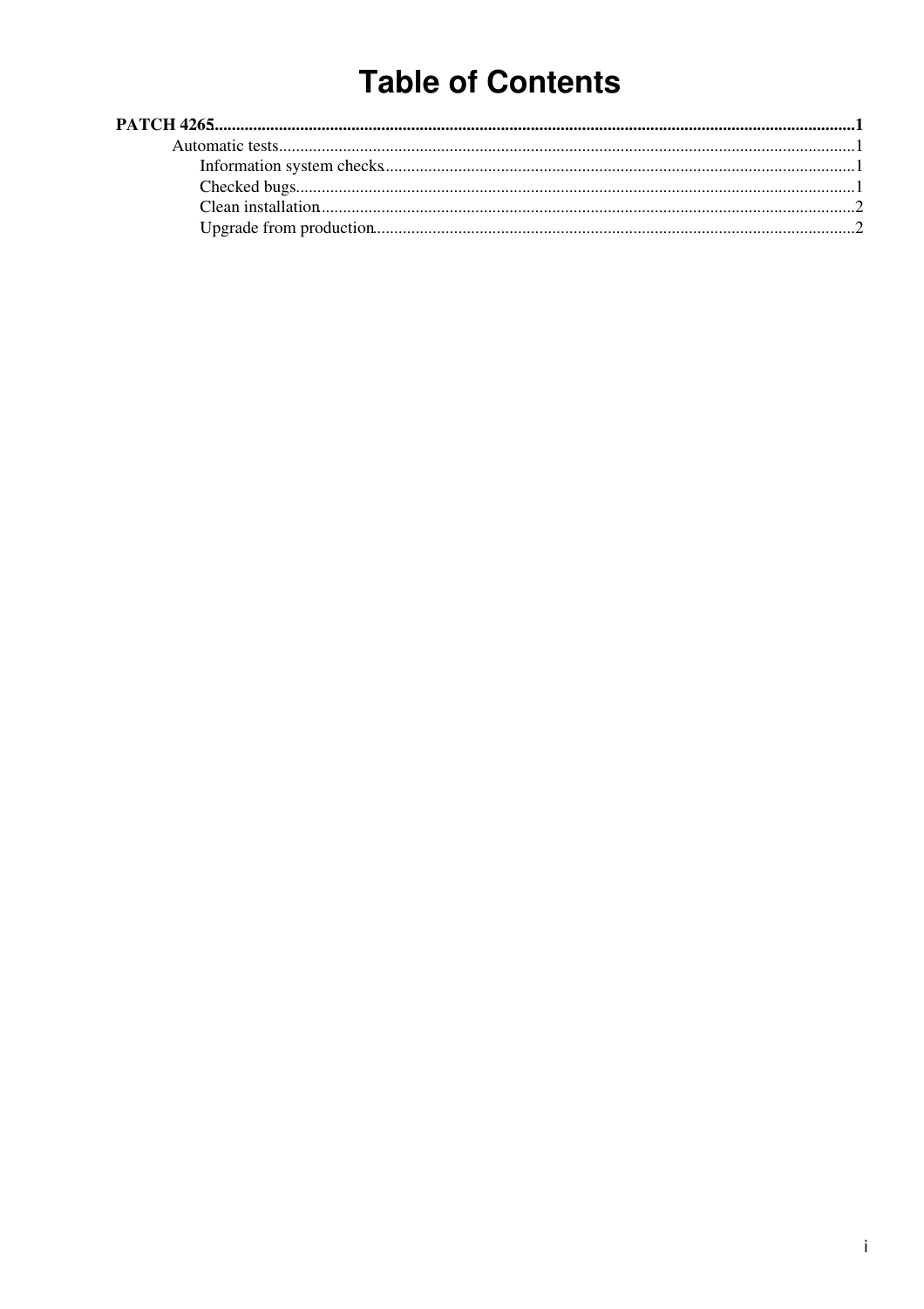# Table of Contents

**PATCH 4265.....................................................................................................................................................1**

- Automatic tests.......................................................................................................................................1
  - Information system checks.............................................................................................................1
  - Checked bugs..................................................................................................................................1
  - Clean installation............................................................................................................................2
  - Upgrade from production................................................................................................................2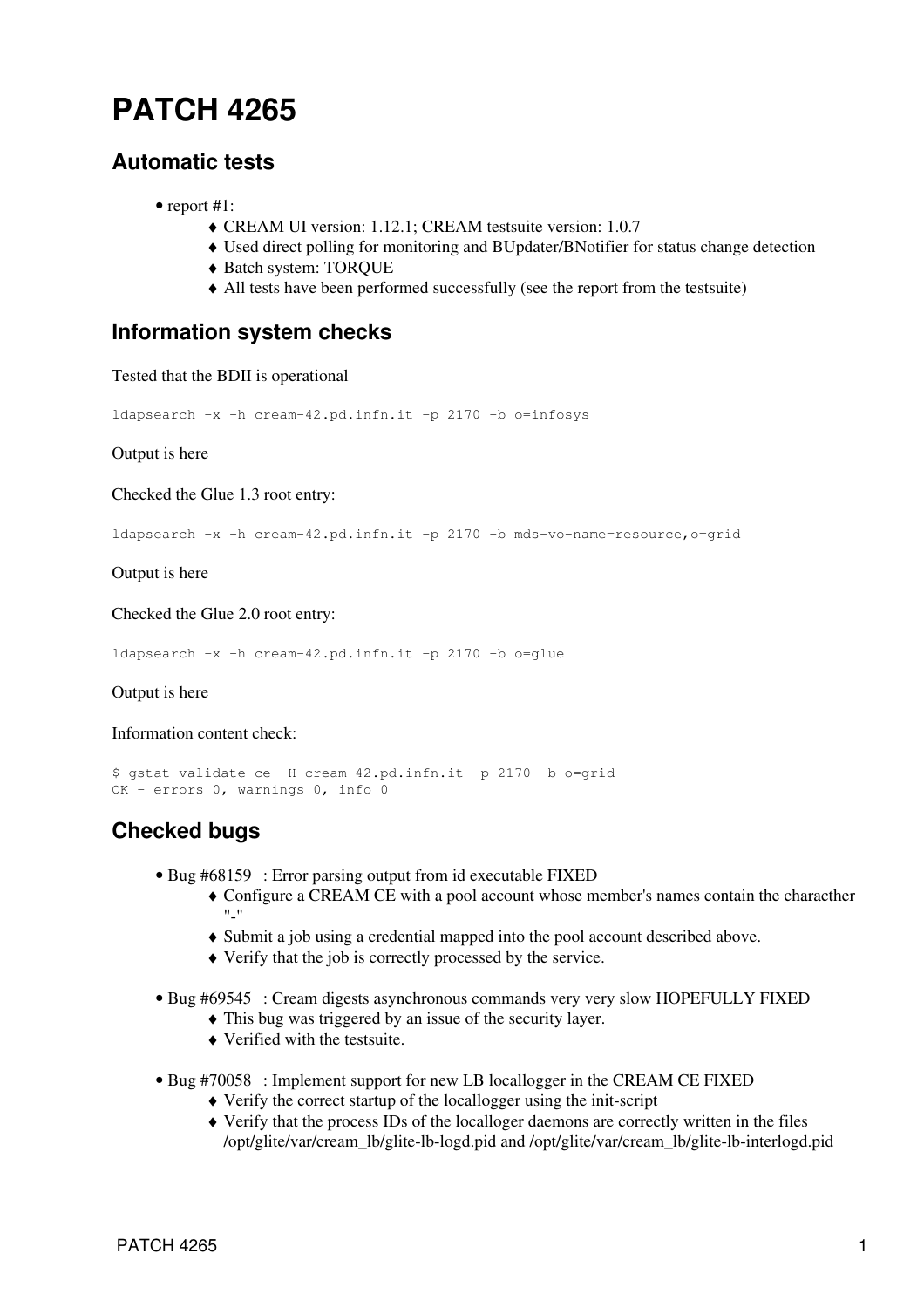# PATCH 4265

## Automatic tests

- report #1:
    - CREAM UI version: 1.12.1; CREAM testsuite version: 1.0.7
    - Used direct polling for monitoring and BUpdater/BNotifier for status change detection
    - Batch system: TORQUE
    - All tests have been performed successfully (see the report from the testsuite)

## Information system checks

Tested that the BDII is operational

```
ldapsearch -x -h cream-42.pd.infn.it -p 2170 -b o=infosys
```

Output is here

Checked the Glue 1.3 root entry:

```
ldapsearch -x -h cream-42.pd.infn.it -p 2170 -b mds-vo-name=resource,o=grid
```

Output is here

Checked the Glue 2.0 root entry:

```
ldapsearch -x -h cream-42.pd.infn.it -p 2170 -b o=glue
```

Output is here

Information content check:

```
$ gstat-validate-ce -H cream-42.pd.infn.it -p 2170 -b o=grid
OK - errors 0, warnings 0, info 0
```

## Checked bugs

- Bug #68159 : Error parsing output from id executable FIXED
    - Configure a CREAM CE with a pool account whose member's names contain the charachter "-"
    - Submit a job using a credential mapped into the pool account described above.
    - Verify that the job is correctly processed by the service.
- Bug #69545 : Cream digests asynchronous commands very very slow HOPEFULLY FIXED
    - This bug was triggered by an issue of the security layer.
    - Verified with the testsuite.
- Bug #70058 : Implement support for new LB locallogger in the CREAM CE FIXED
    - Verify the correct startup of the locallogger using the init-script
    - Verify that the process IDs of the localloger daemons are correctly written in the files /opt/glite/var/cream_lb/glite-lb-logd.pid and /opt/glite/var/cream_lb/glite-lb-interlogd.pid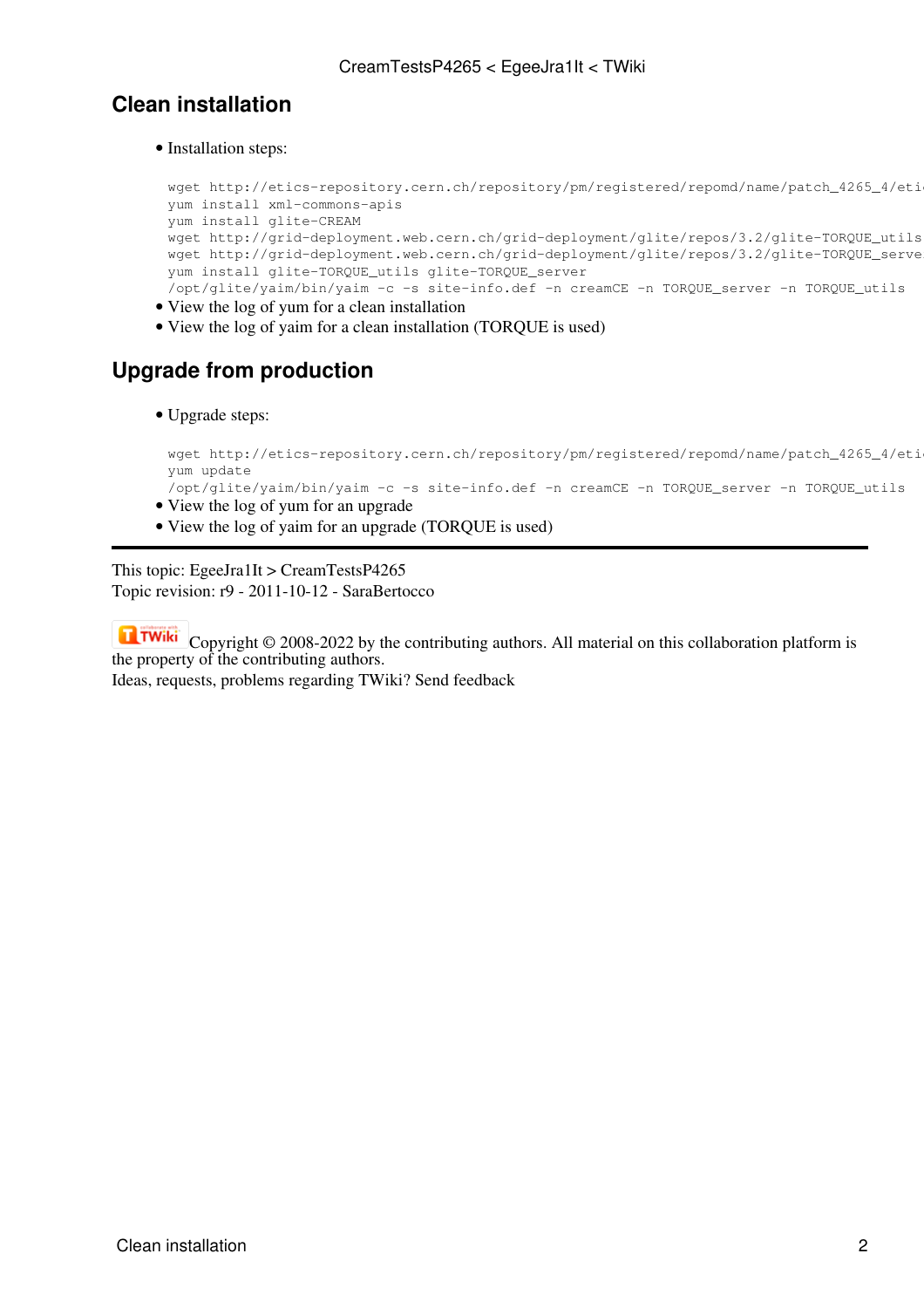## Clean installation

- Installation steps:

```
wget http://etics-repository.cern.ch/repository/pm/registered/repomd/name/patch_4265_4/eti
yum install xml-commons-apis
yum install glite-CREAM
wget http://grid-deployment.web.cern.ch/grid-deployment/glite/repos/3.2/glite-TORQUE_utils
wget http://grid-deployment.web.cern.ch/grid-deployment/glite/repos/3.2/glite-TORQUE_serve
yum install glite-TORQUE_utils glite-TORQUE_server
/opt/glite/yaim/bin/yaim -c -s site-info.def -n creamCE -n TORQUE_server -n TORQUE_utils
```

- View the log of yum for a clean installation
- View the log of yaim for a clean installation (TORQUE is used)

## Upgrade from production

- Upgrade steps:

```
wget http://etics-repository.cern.ch/repository/pm/registered/repomd/name/patch_4265_4/eti
yum update
/opt/glite/yaim/bin/yaim -c -s site-info.def -n creamCE -n TORQUE_server -n TORQUE_utils
```

- View the log of yum for an upgrade
- View the log of yaim for an upgrade (TORQUE is used)

---

This topic: EgeeJra1It > CreamTestsP4265
Topic revision: r9 - 2011-10-12 - SaraBertocco

Copyright © 2008-2022 by the contributing authors. All material on this collaboration platform is the property of the contributing authors.
Ideas, requests, problems regarding TWiki? Send feedback